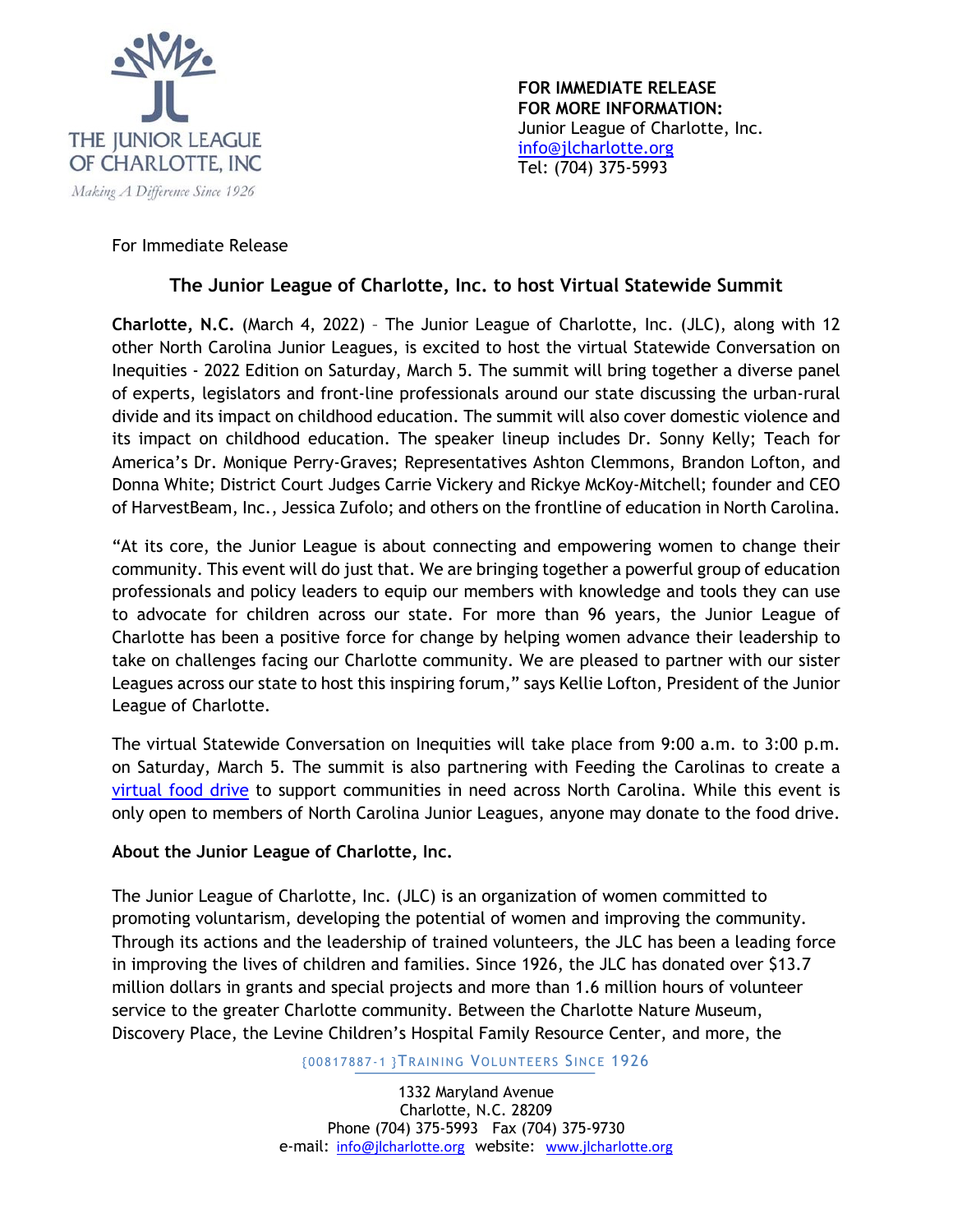THE JUNIOR LEAGUE OF CHARLOTTE, INC

*Making A Difference Since 1926*

**FOR IMMEDIATE RELEASE**
**FOR MORE INFORMATION:**
Junior League of Charlotte, Inc.
info@jlcharlotte.org
Tel: (704) 375-5993

For Immediate Release

## The Junior League of Charlotte, Inc. to host Virtual Statewide Summit

**Charlotte, N.C.** (March 4, 2022) – The Junior League of Charlotte, Inc. (JLC), along with 12 other North Carolina Junior Leagues, is excited to host the virtual Statewide Conversation on Inequities - 2022 Edition on Saturday, March 5. The summit will bring together a diverse panel of experts, legislators and front-line professionals around our state discussing the urban-rural divide and its impact on childhood education. The summit will also cover domestic violence and its impact on childhood education. The speaker lineup includes Dr. Sonny Kelly; Teach for America's Dr. Monique Perry-Graves; Representatives Ashton Clemmons, Brandon Lofton, and Donna White; District Court Judges Carrie Vickery and Rickye McKoy-Mitchell; founder and CEO of HarvestBeam, Inc., Jessica Zufolo; and others on the frontline of education in North Carolina.

"At its core, the Junior League is about connecting and empowering women to change their community. This event will do just that. We are bringing together a powerful group of education professionals and policy leaders to equip our members with knowledge and tools they can use to advocate for children across our state. For more than 96 years, the Junior League of Charlotte has been a positive force for change by helping women advance their leadership to take on challenges facing our Charlotte community. We are pleased to partner with our sister Leagues across our state to host this inspiring forum," says Kellie Lofton, President of the Junior League of Charlotte.

The virtual Statewide Conversation on Inequities will take place from 9:00 a.m. to 3:00 p.m. on Saturday, March 5. The summit is also partnering with Feeding the Carolinas to create a virtual food drive to support communities in need across North Carolina. While this event is only open to members of North Carolina Junior Leagues, anyone may donate to the food drive.

**About the Junior League of Charlotte, Inc.**

The Junior League of Charlotte, Inc. (JLC) is an organization of women committed to promoting voluntarism, developing the potential of women and improving the community. Through its actions and the leadership of trained volunteers, the JLC has been a leading force in improving the lives of children and families. Since 1926, the JLC has donated over $13.7 million dollars in grants and special projects and more than 1.6 million hours of volunteer service to the greater Charlotte community. Between the Charlotte Nature Museum, Discovery Place, the Levine Children's Hospital Family Resource Center, and more, the

{00817887-1 }TRAINING VOLUNTEERS SINCE 1926

1332 Maryland Avenue
Charlotte, N.C. 28209
Phone (704) 375-5993 Fax (704) 375-9730
e-mail: info@jlcharlotte.org website: www.jlcharlotte.org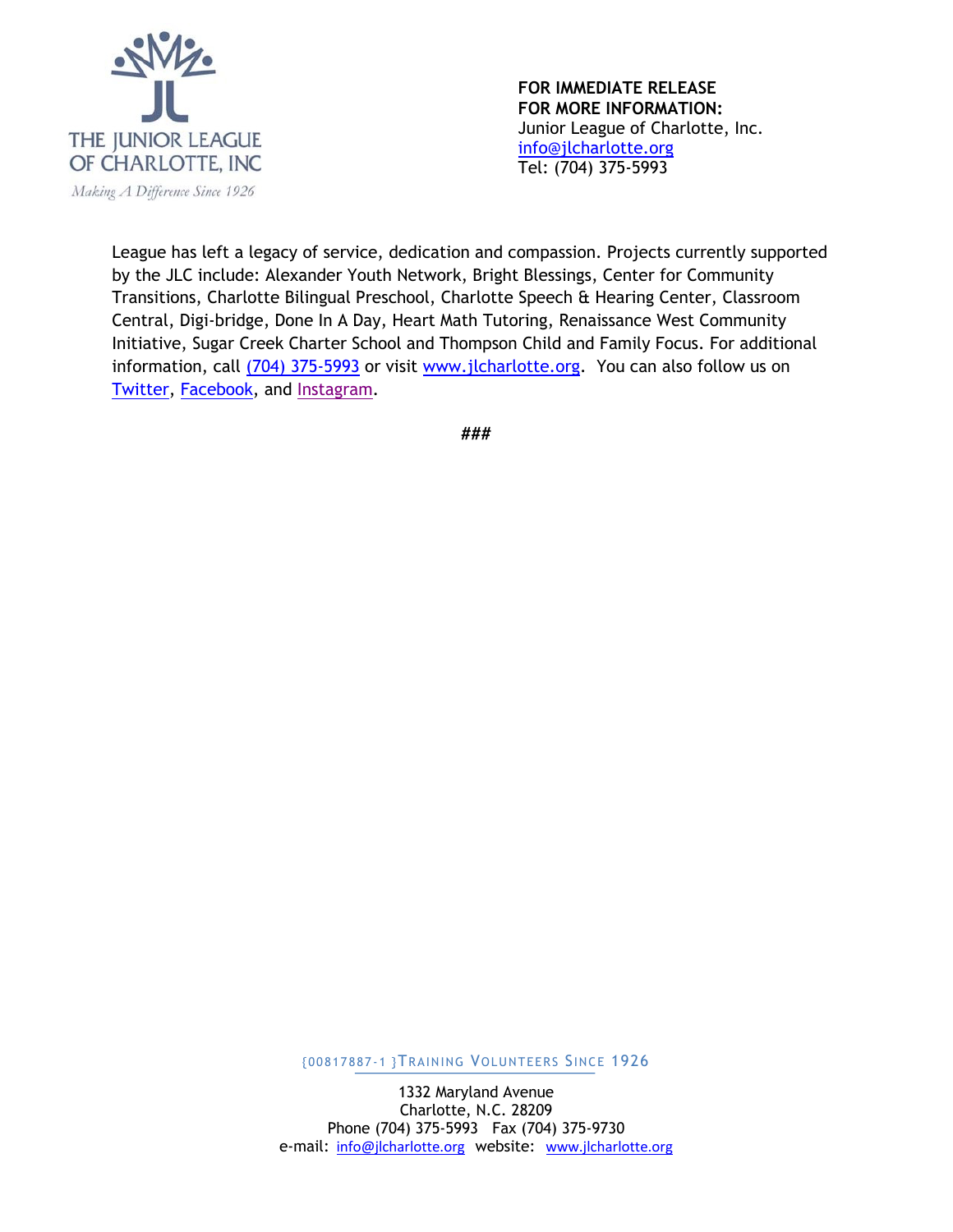FOR IMMEDIATE RELEASE
**FOR MORE INFORMATION:**
Junior League of Charlotte, Inc.
info@jlcharlotte.org
Tel: (704) 375-5993

League has left a legacy of service, dedication and compassion. Projects currently supported by the JLC include: Alexander Youth Network, Bright Blessings, Center for Community Transitions, Charlotte Bilingual Preschool, Charlotte Speech & Hearing Center, Classroom Central, Digi-bridge, Done In A Day, Heart Math Tutoring, Renaissance West Community Initiative, Sugar Creek Charter School and Thompson Child and Family Focus. For additional information, call (704) 375-5993 or visit www.jlcharlotte.org. You can also follow us on Twitter, Facebook, and Instagram.

###

{00817887-1 }TRAINING VOLUNTEERS SINCE 1926

1332 Maryland Avenue
Charlotte, N.C. 28209
Phone (704) 375-5993 Fax (704) 375-9730
e-mail: info@jlcharlotte.org website: www.jlcharlotte.org